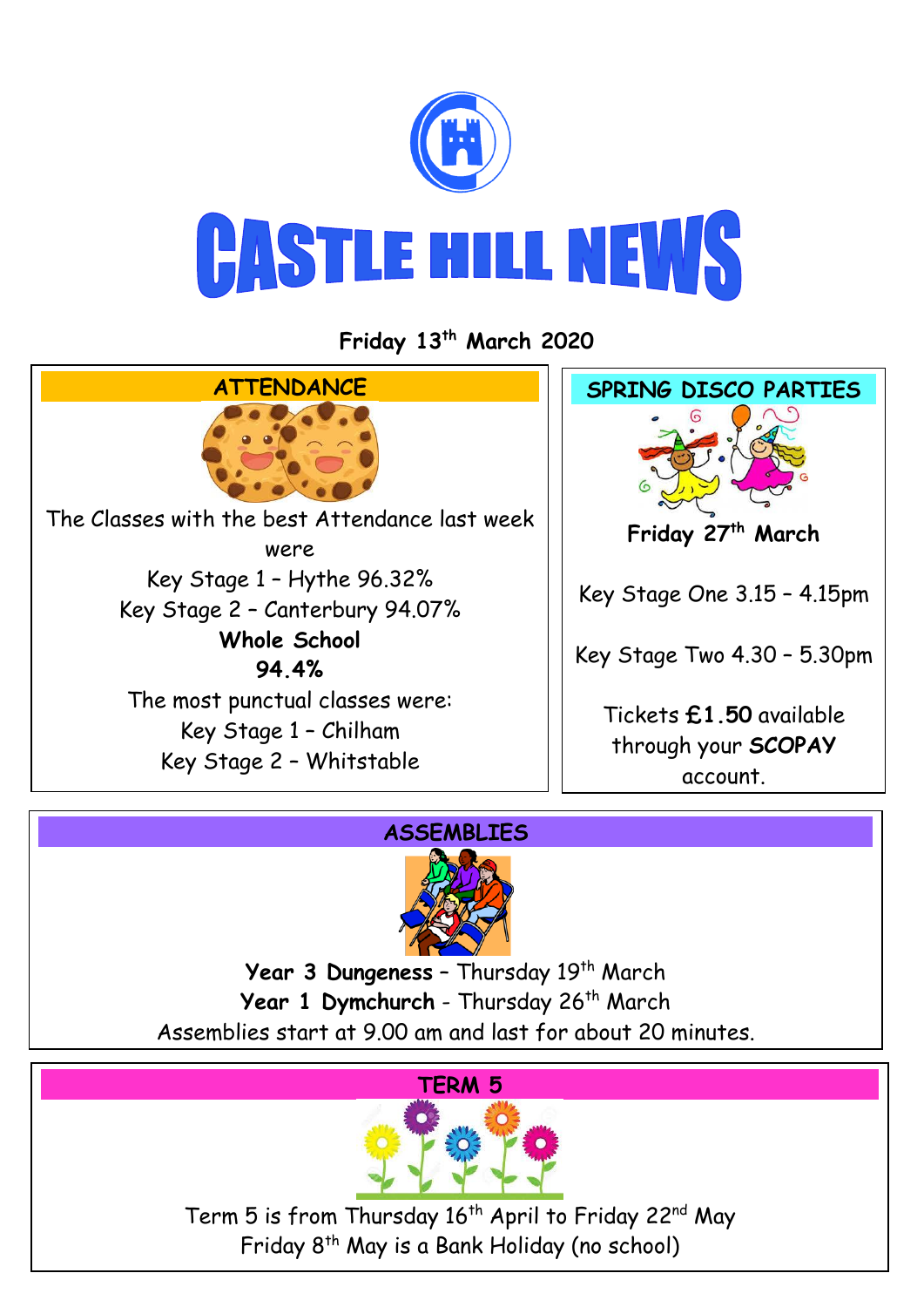# CASTLE HILL NEWS

**Friday 13th March 2020**

## ATTENDANCE

The Classes with the best Attendance last week were

Key Stage 1 – Hythe 96.32%

Key Stage 2 – Canterbury 94.07%

**Whole School**

**94.4%**

The most punctual classes were:

Key Stage 1 – Chilham

Key Stage 2 – Whitstable

## SPRING DISCO PARTIES

**Friday 27th March**

Key Stage One 3.15 – 4.15pm

Key Stage Two 4.30 – 5.30pm

Tickets **£1.50** available through your **SCOPAY** account.

## ASSEMBLIES

**Year 3 Dungeness** – Thursday 19th March

**Year 1 Dymchurch** - Thursday 26th March

Assemblies start at 9.00 am and last for about 20 minutes.

## TERM 5

Term 5 is from Thursday 16th April to Friday 22nd May

Friday 8th May is a Bank Holiday (no school)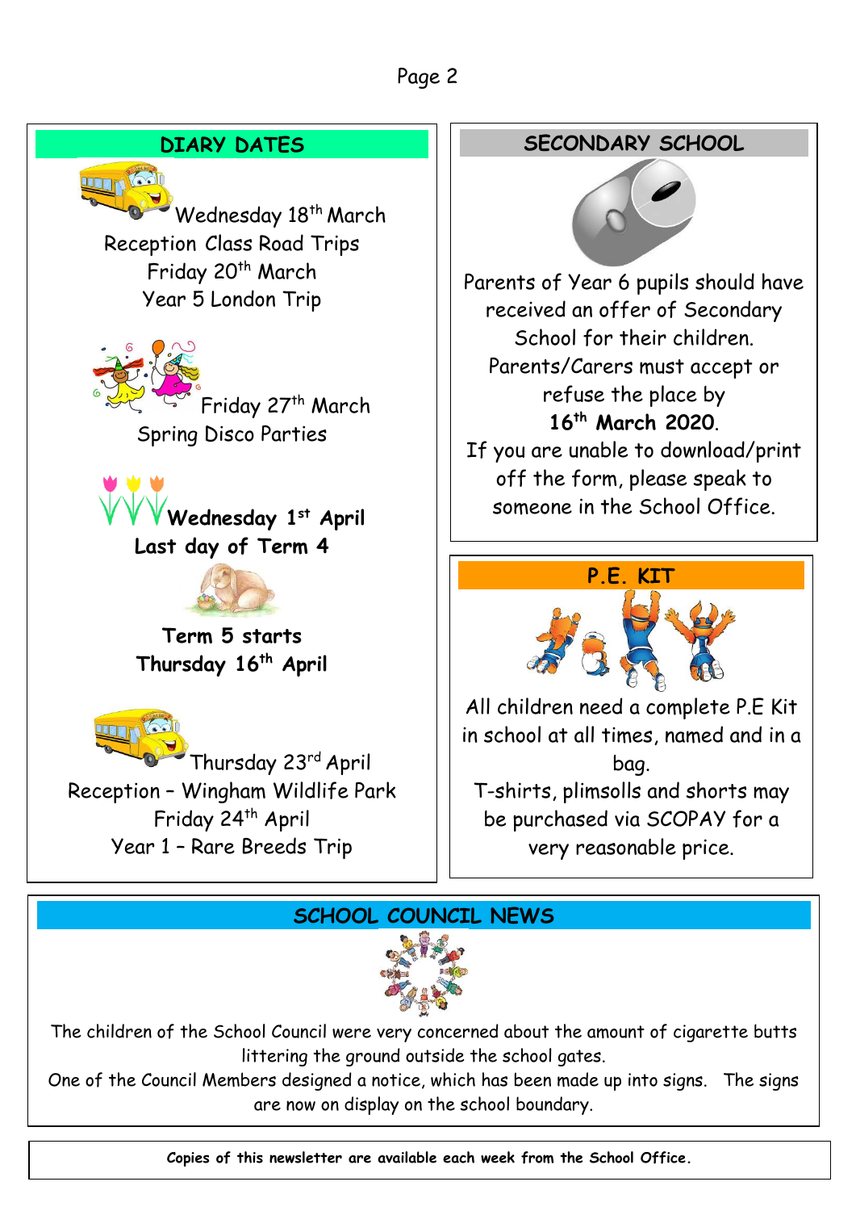## DIARY DATES

Wednesday 18th March
Reception Class Road Trips
Friday 20th March
Year 5 London Trip

Friday 27th March
Spring Disco Parties

**Wednesday 1st April**
**Last day of Term 4**

**Term 5 starts**
**Thursday 16th April**

Thursday 23rd April
Reception – Wingham Wildlife Park
Friday 24th April
Year 1 – Rare Breeds Trip

## SECONDARY SCHOOL

Parents of Year 6 pupils should have received an offer of Secondary School for their children. Parents/Carers must accept or refuse the place by **16th March 2020**.
If you are unable to download/print off the form, please speak to someone in the School Office.

## P.E. KIT

All children need a complete P.E Kit in school at all times, named and in a bag.
T-shirts, plimsolls and shorts may be purchased via SCOPAY for a very reasonable price.

## SCHOOL COUNCIL NEWS

The children of the School Council were very concerned about the amount of cigarette butts littering the ground outside the school gates.
One of the Council Members designed a notice, which has been made up into signs. The signs are now on display on the school boundary.

**Copies of this newsletter are available each week from the School Office.**